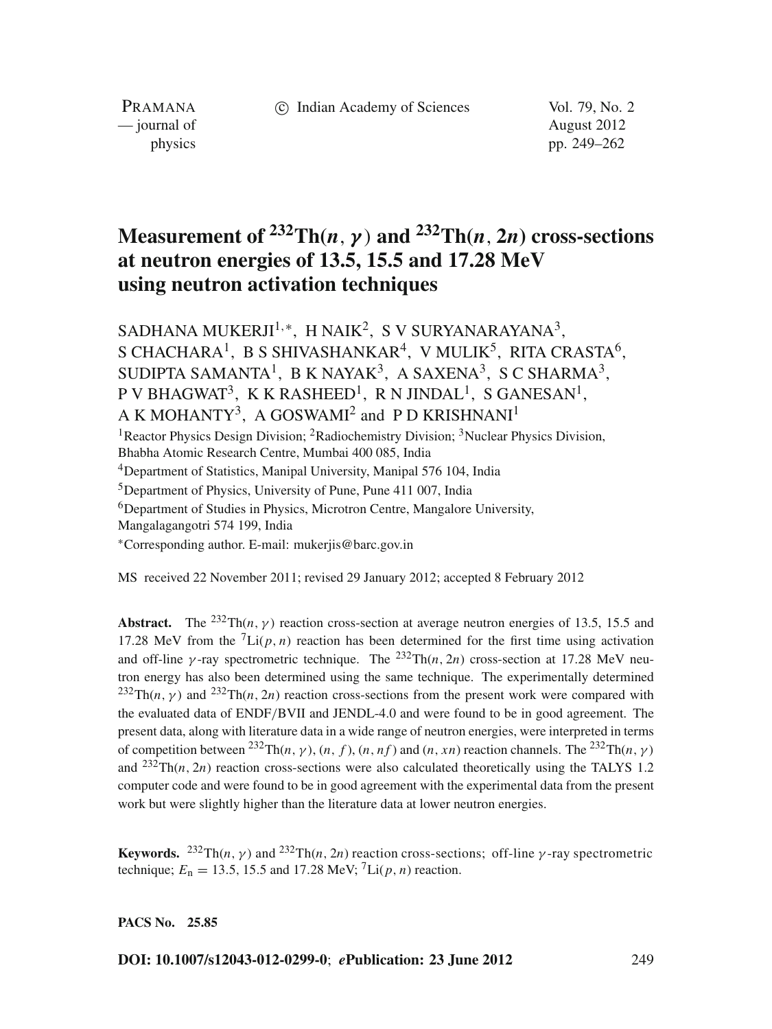# Measurement of $^{232}$Th($n$, $\gamma$) and $^{232}$Th($n$, 2$n$) cross-sections at neutron energies of 13.5, 15.5 and 17.28 MeV using neutron activation techniques

SADHANA MUKERJI[1,*], H NAIK[2], S V SURYANARAYANA[3], S CHACHARA[1], B S SHIVASHANKAR[4], V MULIK[5], RITA CRASTA[6], SUDIPTA SAMANTA[1], B K NAYAK[3], A SAXENA[3], S C SHARMA[3], P V BHAGWAT[3], K K RASHEED[1], R N JINDAL[1], S GANESAN[1], A K MOHANTY[3], A GOSWAMI[2] and P D KRISHNANI[1]

[1]Reactor Physics Design Division; [2]Radiochemistry Division; [3]Nuclear Physics Division, Bhabha Atomic Research Centre, Mumbai 400 085, India

[4]Department of Statistics, Manipal University, Manipal 576 104, India

[5]Department of Physics, University of Pune, Pune 411 007, India

[6]Department of Studies in Physics, Microtron Centre, Mangalore University, Mangalagangotri 574 199, India

[*]Corresponding author. E-mail: mukerjis@barc.gov.in

MS received 22 November 2011; revised 29 January 2012; accepted 8 February 2012

**Abstract.** The $^{232}$Th($n$, $\gamma$) reaction cross-section at average neutron energies of 13.5, 15.5 and 17.28 MeV from the $^{7}$Li($p$, $n$) reaction has been determined for the first time using activation and off-line $\gamma$-ray spectrometric technique. The $^{232}$Th($n$, 2$n$) cross-section at 17.28 MeV neutron energy has also been determined using the same technique. The experimentally determined $^{232}$Th($n$, $\gamma$) and $^{232}$Th($n$, 2$n$) reaction cross-sections from the present work were compared with the evaluated data of ENDF/BVII and JENDL-4.0 and were found to be in good agreement. The present data, along with literature data in a wide range of neutron energies, were interpreted in terms of competition between $^{232}$Th($n$, $\gamma$), ($n$, $f$), ($n$, $nf$) and ($n$, $xn$) reaction channels. The $^{232}$Th($n$, $\gamma$) and $^{232}$Th($n$, 2$n$) reaction cross-sections were also calculated theoretically using the TALYS 1.2 computer code and were found to be in good agreement with the experimental data from the present work but were slightly higher than the literature data at lower neutron energies.

**Keywords.** $^{232}$Th($n$, $\gamma$) and $^{232}$Th($n$, 2$n$) reaction cross-sections; off-line $\gamma$-ray spectrometric technique; $E_n$ = 13.5, 15.5 and 17.28 MeV; $^{7}$Li($p$, $n$) reaction.

**PACS No. 25.85**

**DOI: 10.1007/s12043-012-0299-0**; ***e*Publication: 23 June 2012**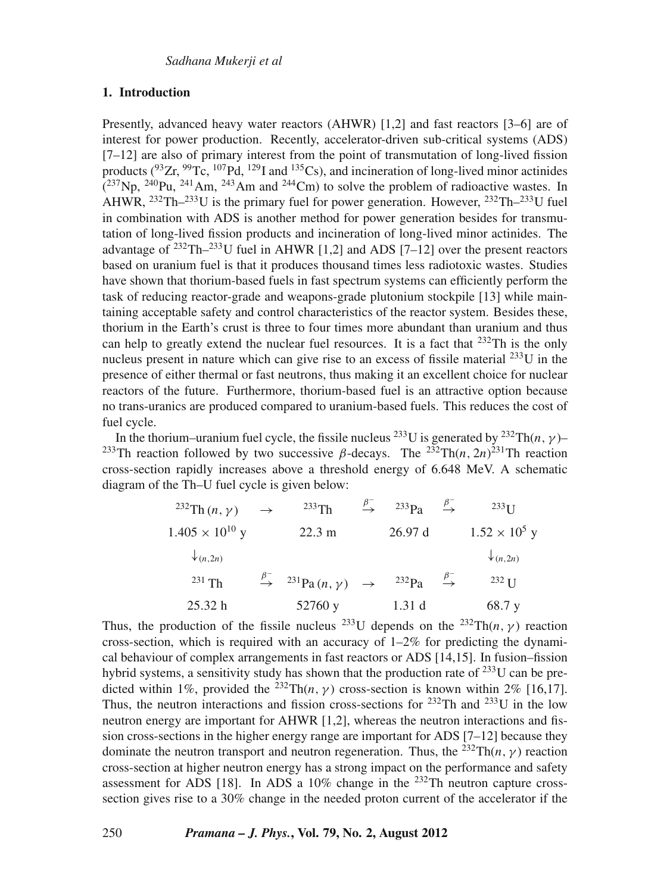## 1. Introduction

Presently, advanced heavy water reactors (AHWR) [1,2] and fast reactors [3–6] are of interest for power production. Recently, accelerator-driven sub-critical systems (ADS) [7–12] are also of primary interest from the point of transmutation of long-lived fission products ($^{93}$Zr, $^{99}$Tc, $^{107}$Pd, $^{129}$I and $^{135}$Cs), and incineration of long-lived minor actinides ($^{237}$Np, $^{240}$Pu, $^{241}$Am, $^{243}$Am and $^{244}$Cm) to solve the problem of radioactive wastes. In AHWR, $^{232}$Th–$^{233}$U is the primary fuel for power generation. However, $^{232}$Th–$^{233}$U fuel in combination with ADS is another method for power generation besides for transmutation of long-lived fission products and incineration of long-lived minor actinides. The advantage of $^{232}$Th–$^{233}$U fuel in AHWR [1,2] and ADS [7–12] over the present reactors based on uranium fuel is that it produces thousand times less radiotoxic wastes. Studies have shown that thorium-based fuels in fast spectrum systems can efficiently perform the task of reducing reactor-grade and weapons-grade plutonium stockpile [13] while maintaining acceptable safety and control characteristics of the reactor system. Besides these, thorium in the Earth's crust is three to four times more abundant than uranium and thus can help to greatly extend the nuclear fuel resources. It is a fact that $^{232}$Th is the only nucleus present in nature which can give rise to an excess of fissile material $^{233}$U in the presence of either thermal or fast neutrons, thus making it an excellent choice for nuclear reactors of the future. Furthermore, thorium-based fuel is an attractive option because no trans-uranics are produced compared to uranium-based fuels. This reduces the cost of fuel cycle.

In the thorium–uranium fuel cycle, the fissile nucleus $^{233}$U is generated by $^{232}$Th$(n, \gamma)$–$^{233}$Th reaction followed by two successive $\beta$-decays. The $^{232}$Th$(n, 2n)^{231}$Th reaction cross-section rapidly increases above a threshold energy of 6.648 MeV. A schematic diagram of the Th–U fuel cycle is given below:

$$
\begin{array}{ccccccc}
{}^{232}\mathrm{Th}\,(n,\gamma) & \rightarrow & {}^{233}\mathrm{Th} & \xrightarrow{\beta^-} & {}^{233}\mathrm{Pa} & \xrightarrow{\beta^-} & {}^{233}\mathrm{U} \\
1.405\times10^{10}\ \mathrm{y} & & 22.3\ \mathrm{m} & & 26.97\ \mathrm{d} & & 1.52\times10^{5}\ \mathrm{y} \\
\downarrow_{(n,2n)} & & & & & & \downarrow_{(n,2n)} \\
{}^{231}\mathrm{Th} & \xrightarrow{\beta^-} & {}^{231}\mathrm{Pa}\,(n,\gamma) & \rightarrow & {}^{232}\mathrm{Pa} & \xrightarrow{\beta^-} & {}^{232}\mathrm{U} \\
25.32\ \mathrm{h} & & 52760\ \mathrm{y} & & 1.31\ \mathrm{d} & & 68.7\ \mathrm{y}
\end{array}
$$

Thus, the production of the fissile nucleus $^{233}$U depends on the $^{232}$Th$(n, \gamma)$ reaction cross-section, which is required with an accuracy of 1–2% for predicting the dynamical behaviour of complex arrangements in fast reactors or ADS [14,15]. In fusion–fission hybrid systems, a sensitivity study has shown that the production rate of $^{233}$U can be predicted within 1%, provided the $^{232}$Th$(n, \gamma)$ cross-section is known within 2% [16,17]. Thus, the neutron interactions and fission cross-sections for $^{232}$Th and $^{233}$U in the low neutron energy are important for AHWR [1,2], whereas the neutron interactions and fission cross-sections in the higher energy range are important for ADS [7–12] because they dominate the neutron transport and neutron regeneration. Thus, the $^{232}$Th$(n, \gamma)$ reaction cross-section at higher neutron energy has a strong impact on the performance and safety assessment for ADS [18]. In ADS a 10% change in the $^{232}$Th neutron capture cross-section gives rise to a 30% change in the needed proton current of the accelerator if the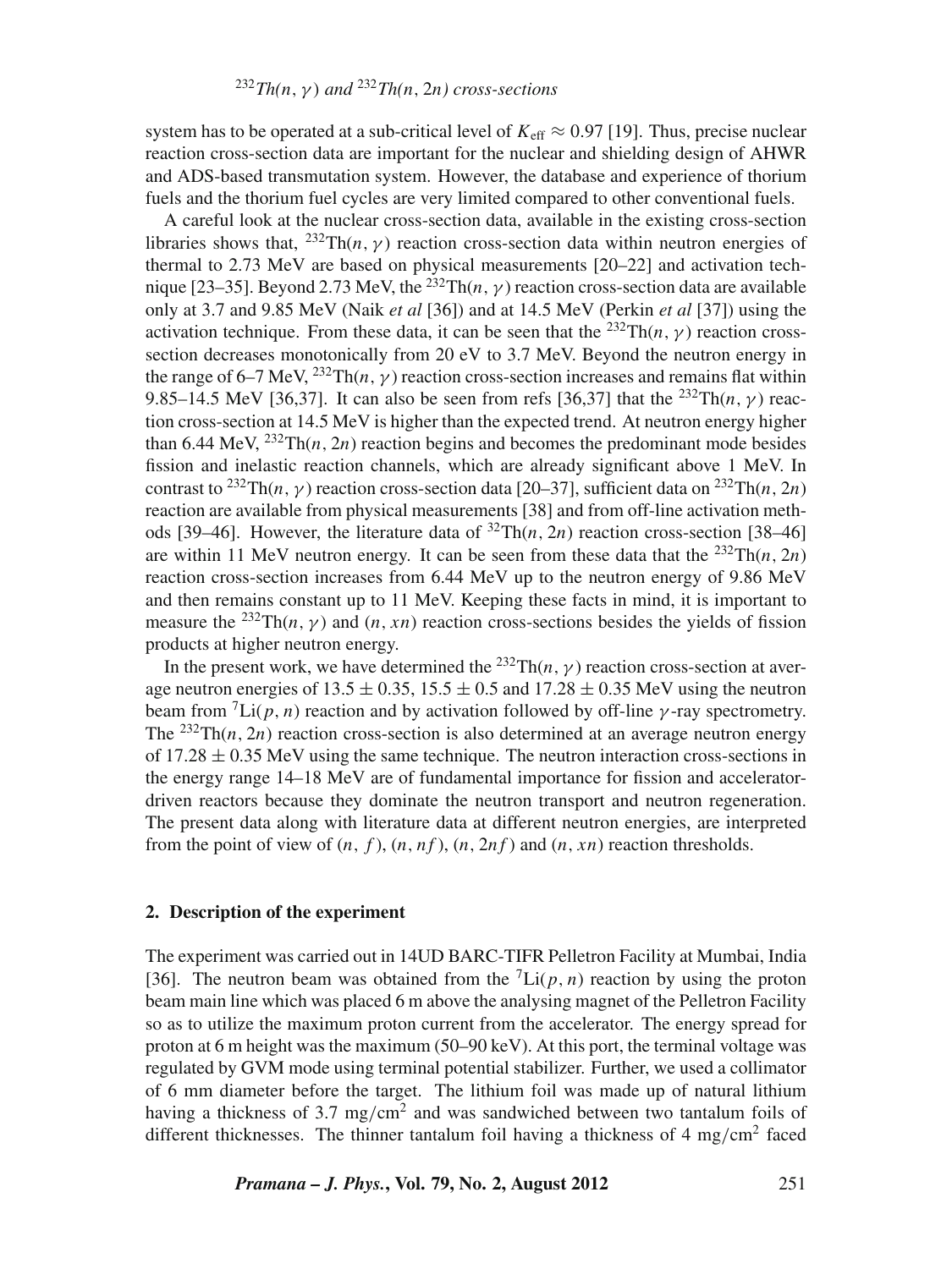system has to be operated at a sub-critical level of $K_{\text{eff}} \approx 0.97$ [19]. Thus, precise nuclear reaction cross-section data are important for the nuclear and shielding design of AHWR and ADS-based transmutation system. However, the database and experience of thorium fuels and the thorium fuel cycles are very limited compared to other conventional fuels.

A careful look at the nuclear cross-section data, available in the existing cross-section libraries shows that, $^{232}$Th$(n, \gamma)$ reaction cross-section data within neutron energies of thermal to 2.73 MeV are based on physical measurements [20–22] and activation technique [23–35]. Beyond 2.73 MeV, the $^{232}$Th$(n, \gamma)$ reaction cross-section data are available only at 3.7 and 9.85 MeV (Naik *et al* [36]) and at 14.5 MeV (Perkin *et al* [37]) using the activation technique. From these data, it can be seen that the $^{232}$Th$(n, \gamma)$ reaction cross-section decreases monotonically from 20 eV to 3.7 MeV. Beyond the neutron energy in the range of 6–7 MeV, $^{232}$Th$(n, \gamma)$ reaction cross-section increases and remains flat within 9.85–14.5 MeV [36,37]. It can also be seen from refs [36,37] that the $^{232}$Th$(n, \gamma)$ reaction cross-section at 14.5 MeV is higher than the expected trend. At neutron energy higher than 6.44 MeV, $^{232}$Th$(n, 2n)$ reaction begins and becomes the predominant mode besides fission and inelastic reaction channels, which are already significant above 1 MeV. In contrast to $^{232}$Th$(n, \gamma)$ reaction cross-section data [20–37], sufficient data on $^{232}$Th$(n, 2n)$ reaction are available from physical measurements [38] and from off-line activation methods [39–46]. However, the literature data of $^{32}$Th$(n, 2n)$ reaction cross-section [38–46] are within 11 MeV neutron energy. It can be seen from these data that the $^{232}$Th$(n, 2n)$ reaction cross-section increases from 6.44 MeV up to the neutron energy of 9.86 MeV and then remains constant up to 11 MeV. Keeping these facts in mind, it is important to measure the $^{232}$Th$(n, \gamma)$ and $(n, xn)$ reaction cross-sections besides the yields of fission products at higher neutron energy.

In the present work, we have determined the $^{232}$Th$(n, \gamma)$ reaction cross-section at average neutron energies of $13.5 \pm 0.35$, $15.5 \pm 0.5$ and $17.28 \pm 0.35$ MeV using the neutron beam from $^{7}$Li$(p, n)$ reaction and by activation followed by off-line $\gamma$-ray spectrometry. The $^{232}$Th$(n, 2n)$ reaction cross-section is also determined at an average neutron energy of $17.28 \pm 0.35$ MeV using the same technique. The neutron interaction cross-sections in the energy range 14–18 MeV are of fundamental importance for fission and accelerator-driven reactors because they dominate the neutron transport and neutron regeneration. The present data along with literature data at different neutron energies, are interpreted from the point of view of $(n, f)$, $(n, nf)$, $(n, 2nf)$ and $(n, xn)$ reaction thresholds.

## 2. Description of the experiment

The experiment was carried out in 14UD BARC-TIFR Pelletron Facility at Mumbai, India [36]. The neutron beam was obtained from the $^{7}$Li$(p, n)$ reaction by using the proton beam main line which was placed 6 m above the analysing magnet of the Pelletron Facility so as to utilize the maximum proton current from the accelerator. The energy spread for proton at 6 m height was the maximum (50–90 keV). At this port, the terminal voltage was regulated by GVM mode using terminal potential stabilizer. Further, we used a collimator of 6 mm diameter before the target. The lithium foil was made up of natural lithium having a thickness of 3.7 mg/cm$^2$ and was sandwiched between two tantalum foils of different thicknesses. The thinner tantalum foil having a thickness of 4 mg/cm$^2$ faced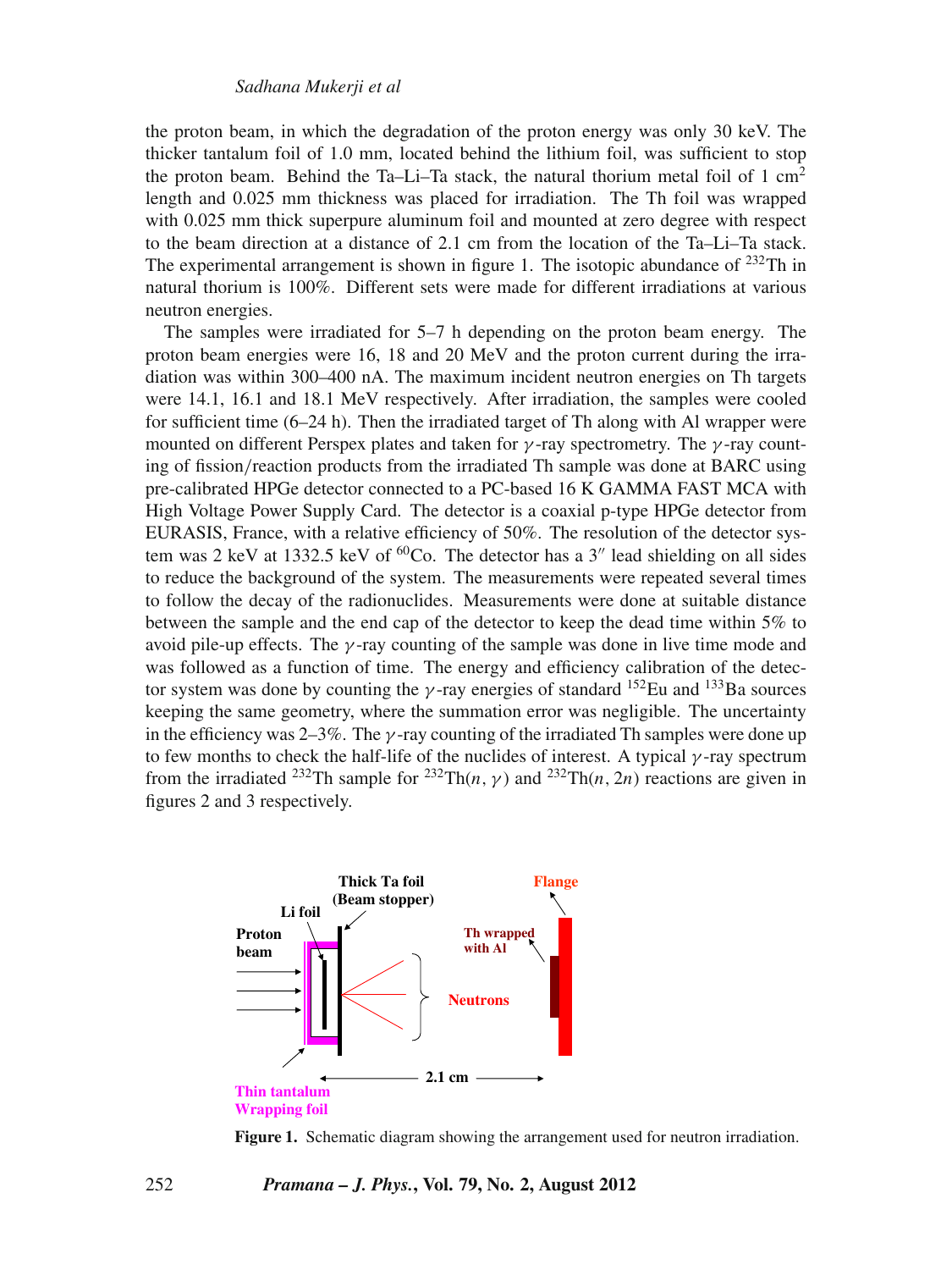the proton beam, in which the degradation of the proton energy was only 30 keV. The thicker tantalum foil of 1.0 mm, located behind the lithium foil, was sufficient to stop the proton beam. Behind the Ta–Li–Ta stack, the natural thorium metal foil of 1 $cm^2$ length and 0.025 mm thickness was placed for irradiation. The Th foil was wrapped with 0.025 mm thick superpure aluminum foil and mounted at zero degree with respect to the beam direction at a distance of 2.1 cm from the location of the Ta–Li–Ta stack. The experimental arrangement is shown in figure 1. The isotopic abundance of $^{232}$Th in natural thorium is 100%. Different sets were made for different irradiations at various neutron energies.

The samples were irradiated for 5–7 h depending on the proton beam energy. The proton beam energies were 16, 18 and 20 MeV and the proton current during the irradiation was within 300–400 nA. The maximum incident neutron energies on Th targets were 14.1, 16.1 and 18.1 MeV respectively. After irradiation, the samples were cooled for sufficient time (6–24 h). Then the irradiated target of Th along with Al wrapper were mounted on different Perspex plates and taken for $\gamma$-ray spectrometry. The $\gamma$-ray counting of fission/reaction products from the irradiated Th sample was done at BARC using pre-calibrated HPGe detector connected to a PC-based 16 K GAMMA FAST MCA with High Voltage Power Supply Card. The detector is a coaxial p-type HPGe detector from EURASIS, France, with a relative efficiency of 50%. The resolution of the detector system was 2 keV at 1332.5 keV of $^{60}$Co. The detector has a 3″ lead shielding on all sides to reduce the background of the system. The measurements were repeated several times to follow the decay of the radionuclides. Measurements were done at suitable distance between the sample and the end cap of the detector to keep the dead time within 5% to avoid pile-up effects. The $\gamma$-ray counting of the sample was done in live time mode and was followed as a function of time. The energy and efficiency calibration of the detector system was done by counting the $\gamma$-ray energies of standard $^{152}$Eu and $^{133}$Ba sources keeping the same geometry, where the summation error was negligible. The uncertainty in the efficiency was 2–3%. The $\gamma$-ray counting of the irradiated Th samples were done up to few months to check the half-life of the nuclides of interest. A typical $\gamma$-ray spectrum from the irradiated $^{232}$Th sample for $^{232}$Th$(n, \gamma)$ and $^{232}$Th$(n, 2n)$ reactions are given in figures 2 and 3 respectively.

**Figure 1.** Schematic diagram showing the arrangement used for neutron irradiation.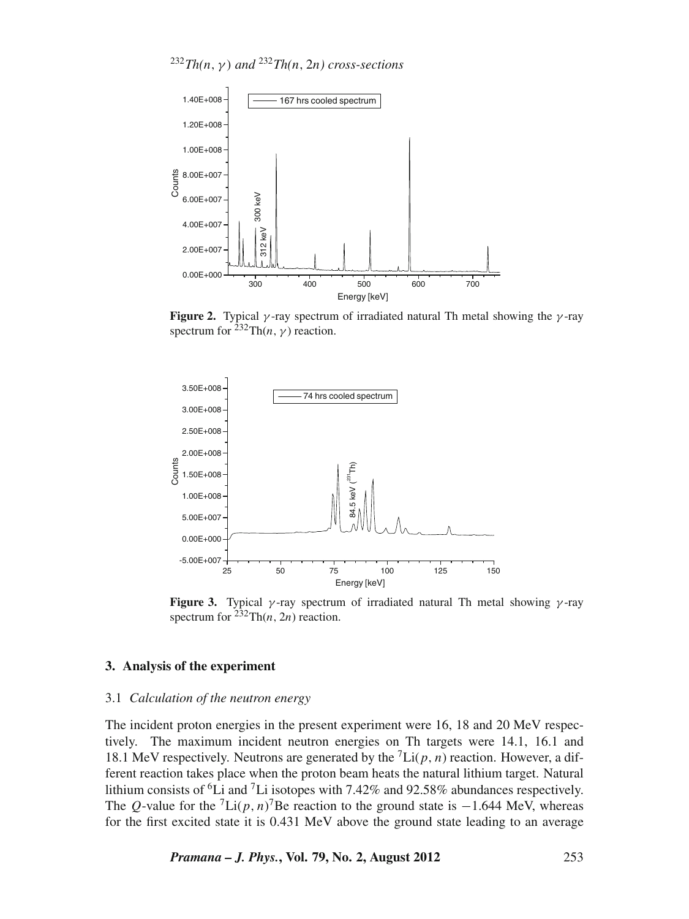**Figure 2.** Typical $\gamma$-ray spectrum of irradiated natural Th metal showing the $\gamma$-ray spectrum for $^{232}$Th($n, \gamma$) reaction.

**Figure 3.** Typical $\gamma$-ray spectrum of irradiated natural Th metal showing $\gamma$-ray spectrum for $^{232}$Th($n, 2n$) reaction.

## 3. Analysis of the experiment

### 3.1 *Calculation of the neutron energy*

The incident proton energies in the present experiment were 16, 18 and 20 MeV respectively. The maximum incident neutron energies on Th targets were 14.1, 16.1 and 18.1 MeV respectively. Neutrons are generated by the $^{7}$Li($p, n$) reaction. However, a different reaction takes place when the proton beam heats the natural lithium target. Natural lithium consists of $^{6}$Li and $^{7}$Li isotopes with 7.42% and 92.58% abundances respectively. The $Q$-value for the $^{7}$Li($p, n$)$^{7}$Be reaction to the ground state is $-1.644$ MeV, whereas for the first excited state it is 0.431 MeV above the ground state leading to an average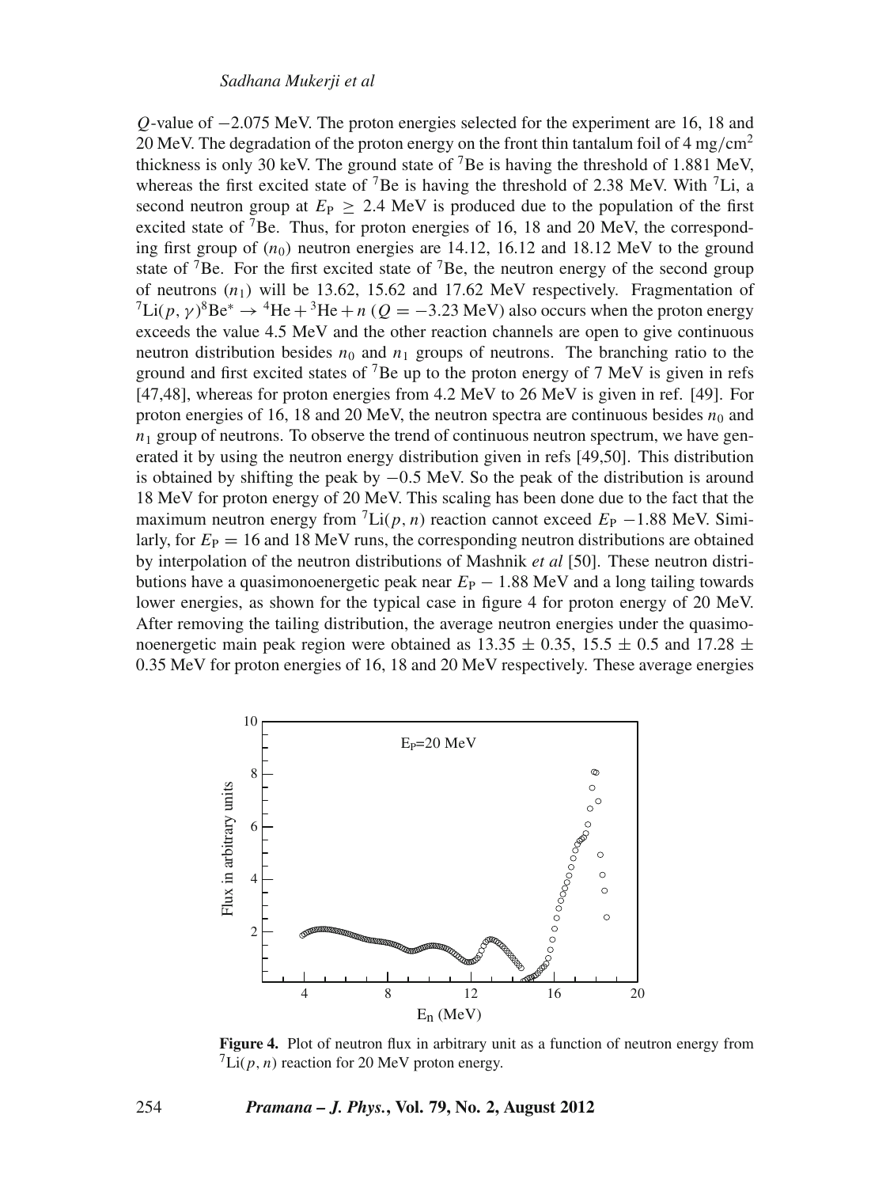$Q$-value of −2.075 MeV. The proton energies selected for the experiment are 16, 18 and 20 MeV. The degradation of the proton energy on the front thin tantalum foil of 4 mg/cm$^2$ thickness is only 30 keV. The ground state of $^7$Be is having the threshold of 1.881 MeV, whereas the first excited state of $^7$Be is having the threshold of 2.38 MeV. With $^7$Li, a second neutron group at $E_\mathrm{P} \geq 2.4$ MeV is produced due to the population of the first excited state of $^7$Be. Thus, for proton energies of 16, 18 and 20 MeV, the corresponding first group of ($n_0$) neutron energies are 14.12, 16.12 and 18.12 MeV to the ground state of $^7$Be. For the first excited state of $^7$Be, the neutron energy of the second group of neutrons ($n_1$) will be 13.62, 15.62 and 17.62 MeV respectively. Fragmentation of $^7\mathrm{Li}(p,\gamma)^8\mathrm{Be}^* \rightarrow {}^4\mathrm{He} + {}^3\mathrm{He} + n$ ($Q = -3.23$ MeV) also occurs when the proton energy exceeds the value 4.5 MeV and the other reaction channels are open to give continuous neutron distribution besides $n_0$ and $n_1$ groups of neutrons. The branching ratio to the ground and first excited states of $^7$Be up to the proton energy of 7 MeV is given in refs [47,48], whereas for proton energies from 4.2 MeV to 26 MeV is given in ref. [49]. For proton energies of 16, 18 and 20 MeV, the neutron spectra are continuous besides $n_0$ and $n_1$ group of neutrons. To observe the trend of continuous neutron spectrum, we have generated it by using the neutron energy distribution given in refs [49,50]. This distribution is obtained by shifting the peak by −0.5 MeV. So the peak of the distribution is around 18 MeV for proton energy of 20 MeV. This scaling has been done due to the fact that the maximum neutron energy from $^7\mathrm{Li}(p,n)$ reaction cannot exceed $E_\mathrm{P}$ −1.88 MeV. Similarly, for $E_\mathrm{P} = 16$ and 18 MeV runs, the corresponding neutron distributions are obtained by interpolation of the neutron distributions of Mashnik *et al* [50]. These neutron distributions have a quasimonoenergetic peak near $E_\mathrm{P} - 1.88$ MeV and a long tailing towards lower energies, as shown for the typical case in figure 4 for proton energy of 20 MeV. After removing the tailing distribution, the average neutron energies under the quasimonoenergetic main peak region were obtained as 13.35 ± 0.35, 15.5 ± 0.5 and 17.28 ± 0.35 MeV for proton energies of 16, 18 and 20 MeV respectively. These average energies

**Figure 4.** Plot of neutron flux in arbitrary unit as a function of neutron energy from $^7\mathrm{Li}(p,n)$ reaction for 20 MeV proton energy.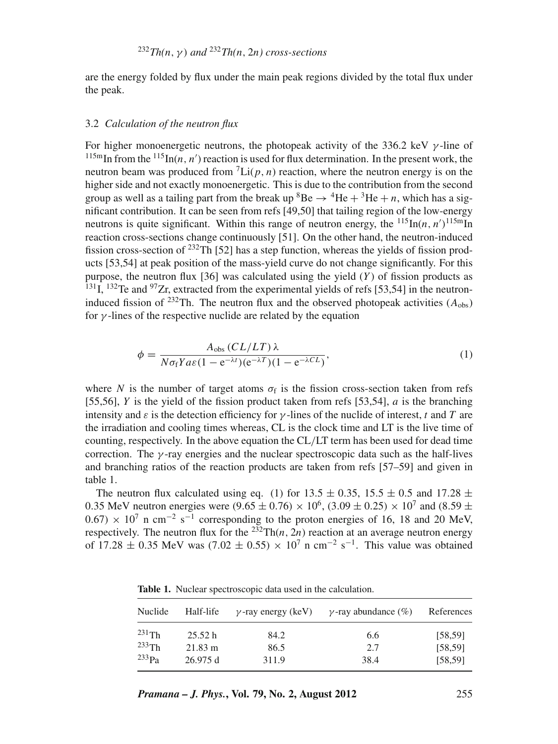are the energy folded by flux under the main peak regions divided by the total flux under the peak.

### 3.2 *Calculation of the neutron flux*

For higher monoenergetic neutrons, the photopeak activity of the 336.2 keV $\gamma$-line of $^{115m}$In from the $^{115}$In$(n, n')$ reaction is used for flux determination. In the present work, the neutron beam was produced from $^{7}$Li$(p, n)$ reaction, where the neutron energy is on the higher side and not exactly monoenergetic. This is due to the contribution from the second group as well as a tailing part from the break up $^{8}\mathrm{Be} \rightarrow {}^{4}\mathrm{He} + {}^{3}\mathrm{He} + n$, which has a significant contribution. It can be seen from refs [49,50] that tailing region of the low-energy neutrons is quite significant. Within this range of neutron energy, the $^{115}$In$(n, n')^{115m}$In reaction cross-sections change continuously [51]. On the other hand, the neutron-induced fission cross-section of $^{232}$Th [52] has a step function, whereas the yields of fission products [53,54] at peak position of the mass-yield curve do not change significantly. For this purpose, the neutron flux [36] was calculated using the yield ($Y$) of fission products as $^{131}$I, $^{132}$Te and $^{97}$Zr, extracted from the experimental yields of refs [53,54] in the neutron-induced fission of $^{232}$Th. The neutron flux and the observed photopeak activities ($A_{\mathrm{obs}}$) for $\gamma$-lines of the respective nuclide are related by the equation

$$\phi = \frac{A_{\mathrm{obs}}\,(CL/LT)\,\lambda}{N\sigma_{\mathrm{f}} Y a \varepsilon (1 - \mathrm{e}^{-\lambda t})(\mathrm{e}^{-\lambda T})(1 - \mathrm{e}^{-\lambda CL})}, \tag{1}$$

where $N$ is the number of target atoms $\sigma_{\mathrm{f}}$ is the fission cross-section taken from refs [55,56], $Y$ is the yield of the fission product taken from refs [53,54], $a$ is the branching intensity and $\varepsilon$ is the detection efficiency for $\gamma$-lines of the nuclide of interest, $t$ and $T$ are the irradiation and cooling times whereas, CL is the clock time and LT is the live time of counting, respectively. In the above equation the CL/LT term has been used for dead time correction. The $\gamma$-ray energies and the nuclear spectroscopic data such as the half-lives and branching ratios of the reaction products are taken from refs [57–59] and given in table 1.

The neutron flux calculated using eq. (1) for $13.5 \pm 0.35$, $15.5 \pm 0.5$ and $17.28 \pm 0.35$ MeV neutron energies were $(9.65 \pm 0.76) \times 10^{6}$, $(3.09 \pm 0.25) \times 10^{7}$ and $(8.59 \pm 0.67) \times 10^{7}$ n cm$^{-2}$ s$^{-1}$ corresponding to the proton energies of 16, 18 and 20 MeV, respectively. The neutron flux for the $^{232}$Th$(n, 2n)$ reaction at an average neutron energy of $17.28 \pm 0.35$ MeV was $(7.02 \pm 0.55) \times 10^{7}$ n cm$^{-2}$ s$^{-1}$. This value was obtained

**Table 1.** Nuclear spectroscopic data used in the calculation.

| Nuclide | Half-life | $\gamma$-ray energy (keV) | $\gamma$-ray abundance (%) | References |
|---|---|---|---|---|
| $^{231}$Th | 25.52 h | 84.2 | 6.6 | [58,59] |
| $^{233}$Th | 21.83 m | 86.5 | 2.7 | [58,59] |
| $^{233}$Pa | 26.975 d | 311.9 | 38.4 | [58,59] |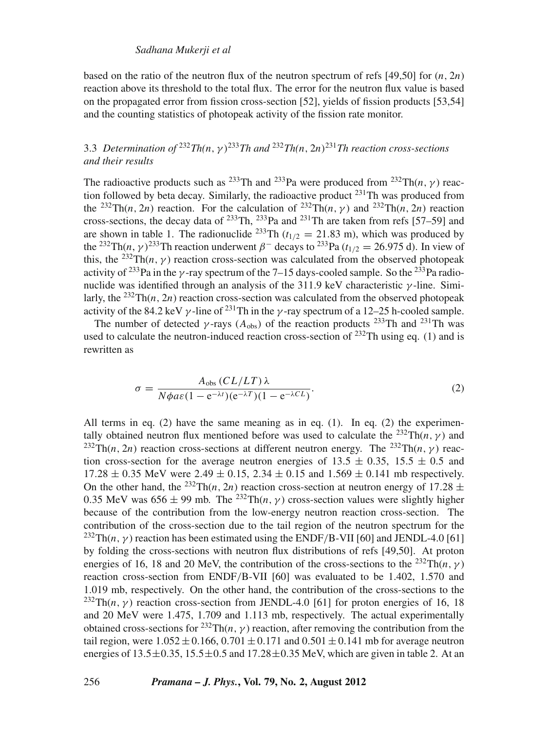based on the ratio of the neutron flux of the neutron spectrum of refs [49,50] for $(n, 2n)$ reaction above its threshold to the total flux. The error for the neutron flux value is based on the propagated error from fission cross-section [52], yields of fission products [53,54] and the counting statistics of photopeak activity of the fission rate monitor.

### 3.3 *Determination of $^{232}Th(n, \gamma)^{233}Th$ and $^{232}Th(n, 2n)^{231}Th$ reaction cross-sections and their results*

The radioactive products such as $^{233}$Th and $^{233}$Pa were produced from $^{232}$Th$(n, \gamma)$ reaction followed by beta decay. Similarly, the radioactive product $^{231}$Th was produced from the $^{232}$Th$(n, 2n)$ reaction. For the calculation of $^{232}$Th$(n, \gamma)$ and $^{232}$Th$(n, 2n)$ reaction cross-sections, the decay data of $^{233}$Th, $^{233}$Pa and $^{231}$Th are taken from refs [57–59] and are shown in table 1. The radionuclide $^{233}$Th ($t_{1/2} = 21.83$ m), which was produced by the $^{232}$Th$(n, \gamma)^{233}$Th reaction underwent $\beta^-$ decays to $^{233}$Pa ($t_{1/2} = 26.975$ d). In view of this, the $^{232}$Th$(n, \gamma)$ reaction cross-section was calculated from the observed photopeak activity of $^{233}$Pa in the $\gamma$-ray spectrum of the 7–15 days-cooled sample. So the $^{233}$Pa radionuclide was identified through an analysis of the 311.9 keV characteristic $\gamma$-line. Similarly, the $^{232}$Th$(n, 2n)$ reaction cross-section was calculated from the observed photopeak activity of the 84.2 keV $\gamma$-line of $^{231}$Th in the $\gamma$-ray spectrum of a 12–25 h-cooled sample.

The number of detected $\gamma$-rays ($A_{\text{obs}}$) of the reaction products $^{233}$Th and $^{231}$Th was used to calculate the neutron-induced reaction cross-section of $^{232}$Th using eq. (1) and is rewritten as

$$\sigma = \frac{A_{\text{obs}}\,(CL/LT)\,\lambda}{N\phi a\varepsilon(1 - \mathrm{e}^{-\lambda t})(\mathrm{e}^{-\lambda T})(1 - \mathrm{e}^{-\lambda CL})}. \tag{2}$$

All terms in eq. (2) have the same meaning as in eq. (1). In eq. (2) the experimentally obtained neutron flux mentioned before was used to calculate the $^{232}$Th$(n, \gamma)$ and $^{232}$Th$(n, 2n)$ reaction cross-sections at different neutron energy. The $^{232}$Th$(n, \gamma)$ reaction cross-section for the average neutron energies of $13.5 \pm 0.35$, $15.5 \pm 0.5$ and $17.28 \pm 0.35$ MeV were $2.49 \pm 0.15$, $2.34 \pm 0.15$ and $1.569 \pm 0.141$ mb respectively. On the other hand, the $^{232}$Th$(n, 2n)$ reaction cross-section at neutron energy of $17.28 \pm 0.35$ MeV was $656 \pm 99$ mb. The $^{232}$Th$(n, \gamma)$ cross-section values were slightly higher because of the contribution from the low-energy neutron reaction cross-section. The contribution of the cross-section due to the tail region of the neutron spectrum for the $^{232}$Th$(n, \gamma)$ reaction has been estimated using the ENDF/B-VII [60] and JENDL-4.0 [61] by folding the cross-sections with neutron flux distributions of refs [49,50]. At proton energies of 16, 18 and 20 MeV, the contribution of the cross-sections to the $^{232}$Th$(n, \gamma)$ reaction cross-section from ENDF/B-VII [60] was evaluated to be 1.402, 1.570 and 1.019 mb, respectively. On the other hand, the contribution of the cross-sections to the $^{232}$Th$(n, \gamma)$ reaction cross-section from JENDL-4.0 [61] for proton energies of 16, 18 and 20 MeV were 1.475, 1.709 and 1.113 mb, respectively. The actual experimentally obtained cross-sections for $^{232}$Th$(n, \gamma)$ reaction, after removing the contribution from the tail region, were $1.052 \pm 0.166$, $0.701 \pm 0.171$ and $0.501 \pm 0.141$ mb for average neutron energies of $13.5 \pm 0.35$, $15.5 \pm 0.5$ and $17.28 \pm 0.35$ MeV, which are given in table 2. At an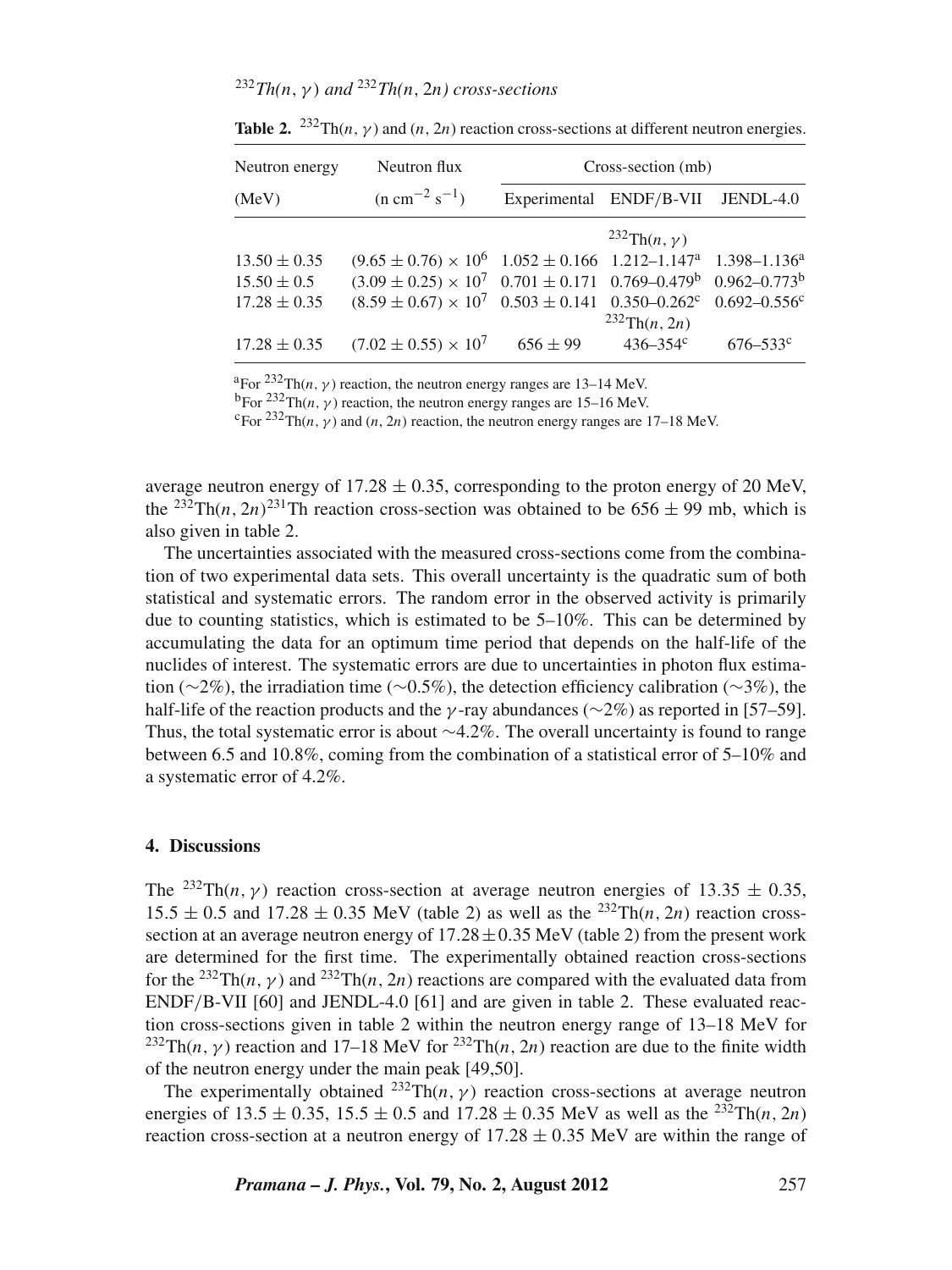**Table 2.** $^{232}$Th$(n, \gamma)$ and $(n, 2n)$ reaction cross-sections at different neutron energies.

| Neutron energy (MeV) | Neutron flux ($\mathrm{n\ cm^{-2}\ s^{-1}}$) | Cross-section (mb) | | |
|---|---|---|---|---|
| | | Experimental | ENDF/B-VII | JENDL-4.0 |
| | | | $^{232}$Th$(n, \gamma)$ | |
| $13.50 \pm 0.35$ | $(9.65 \pm 0.76) \times 10^6$ | $1.052 \pm 0.166$ | 1.212–1.147[a] | 1.398–1.136[a] |
| $15.50 \pm 0.5$ | $(3.09 \pm 0.25) \times 10^7$ | $0.701 \pm 0.171$ | 0.769–0.479[b] | 0.962–0.773[b] |
| $17.28 \pm 0.35$ | $(8.59 \pm 0.67) \times 10^7$ | $0.503 \pm 0.141$ | 0.350–0.262[c] | 0.692–0.556[c] |
| | | | $^{232}$Th$(n, 2n)$ | |
| $17.28 \pm 0.35$ | $(7.02 \pm 0.55) \times 10^7$ | $656 \pm 99$ | 436–354[c] | 676–533[c] |

[a]For $^{232}$Th$(n, \gamma)$ reaction, the neutron energy ranges are 13–14 MeV.
[b]For $^{232}$Th$(n, \gamma)$ reaction, the neutron energy ranges are 15–16 MeV.
[c]For $^{232}$Th$(n, \gamma)$ and $(n, 2n)$ reaction, the neutron energy ranges are 17–18 MeV.

average neutron energy of $17.28 \pm 0.35$, corresponding to the proton energy of 20 MeV, the $^{232}$Th$(n, 2n)^{231}$Th reaction cross-section was obtained to be $656 \pm 99$ mb, which is also given in table 2.

The uncertainties associated with the measured cross-sections come from the combination of two experimental data sets. This overall uncertainty is the quadratic sum of both statistical and systematic errors. The random error in the observed activity is primarily due to counting statistics, which is estimated to be 5–10%. This can be determined by accumulating the data for an optimum time period that depends on the half-life of the nuclides of interest. The systematic errors are due to uncertainties in photon flux estimation (~2%), the irradiation time (~0.5%), the detection efficiency calibration (~3%), the half-life of the reaction products and the $\gamma$-ray abundances (~2%) as reported in [57–59]. Thus, the total systematic error is about ~4.2%. The overall uncertainty is found to range between 6.5 and 10.8%, coming from the combination of a statistical error of 5–10% and a systematic error of 4.2%.

## 4. Discussions

The $^{232}$Th$(n, \gamma)$ reaction cross-section at average neutron energies of $13.35 \pm 0.35$, $15.5 \pm 0.5$ and $17.28 \pm 0.35$ MeV (table 2) as well as the $^{232}$Th$(n, 2n)$ reaction cross-section at an average neutron energy of $17.28 \pm 0.35$ MeV (table 2) from the present work are determined for the first time. The experimentally obtained reaction cross-sections for the $^{232}$Th$(n, \gamma)$ and $^{232}$Th$(n, 2n)$ reactions are compared with the evaluated data from ENDF/B-VII [60] and JENDL-4.0 [61] and are given in table 2. These evaluated reaction cross-sections given in table 2 within the neutron energy range of 13–18 MeV for $^{232}$Th$(n, \gamma)$ reaction and 17–18 MeV for $^{232}$Th$(n, 2n)$ reaction are due to the finite width of the neutron energy under the main peak [49,50].

The experimentally obtained $^{232}$Th$(n, \gamma)$ reaction cross-sections at average neutron energies of $13.5 \pm 0.35$, $15.5 \pm 0.5$ and $17.28 \pm 0.35$ MeV as well as the $^{232}$Th$(n, 2n)$ reaction cross-section at a neutron energy of $17.28 \pm 0.35$ MeV are within the range of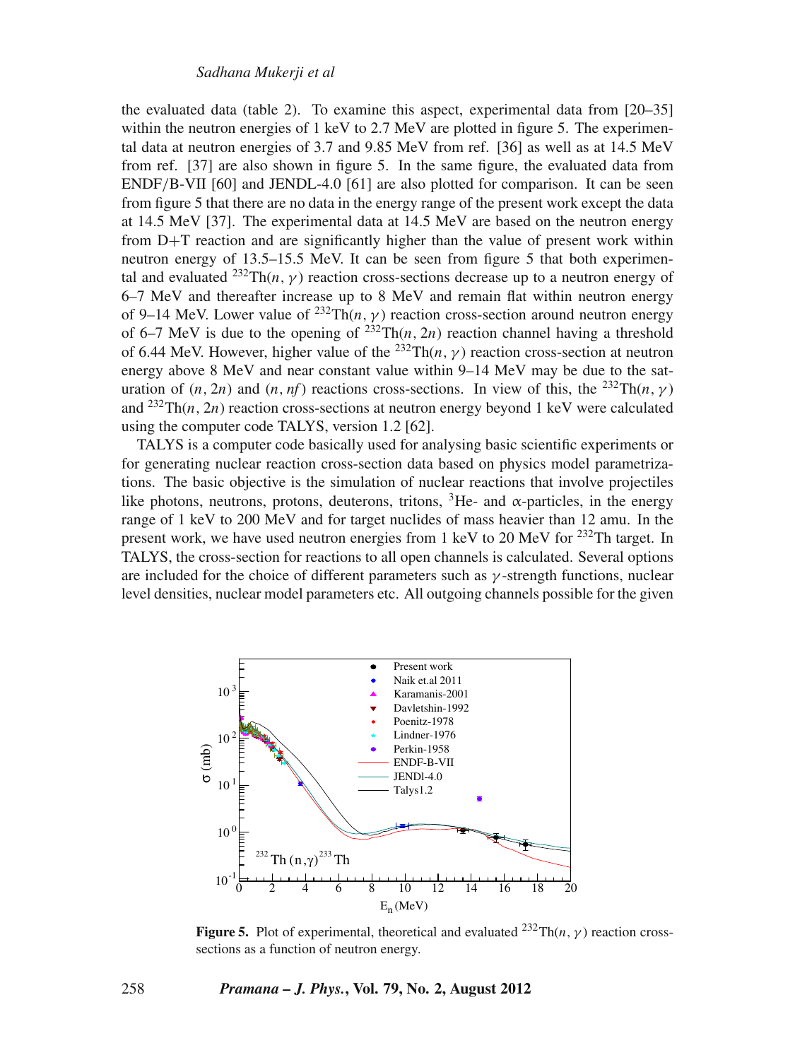the evaluated data (table 2). To examine this aspect, experimental data from [20–35] within the neutron energies of 1 keV to 2.7 MeV are plotted in figure 5. The experimental data at neutron energies of 3.7 and 9.85 MeV from ref. [36] as well as at 14.5 MeV from ref. [37] are also shown in figure 5. In the same figure, the evaluated data from ENDF/B-VII [60] and JENDL-4.0 [61] are also plotted for comparison. It can be seen from figure 5 that there are no data in the energy range of the present work except the data at 14.5 MeV [37]. The experimental data at 14.5 MeV are based on the neutron energy from D+T reaction and are significantly higher than the value of present work within neutron energy of 13.5–15.5 MeV. It can be seen from figure 5 that both experimental and evaluated $^{232}$Th($n$, $\gamma$) reaction cross-sections decrease up to a neutron energy of 6–7 MeV and thereafter increase up to 8 MeV and remain flat within neutron energy of 9–14 MeV. Lower value of $^{232}$Th($n$, $\gamma$) reaction cross-section around neutron energy of 6–7 MeV is due to the opening of $^{232}$Th($n$, $2n$) reaction channel having a threshold of 6.44 MeV. However, higher value of the $^{232}$Th($n$, $\gamma$) reaction cross-section at neutron energy above 8 MeV and near constant value within 9–14 MeV may be due to the saturation of ($n$, $2n$) and ($n$, $nf$) reactions cross-sections. In view of this, the $^{232}$Th($n$, $\gamma$) and $^{232}$Th($n$, $2n$) reaction cross-sections at neutron energy beyond 1 keV were calculated using the computer code TALYS, version 1.2 [62].

TALYS is a computer code basically used for analysing basic scientific experiments or for generating nuclear reaction cross-section data based on physics model parametrizations. The basic objective is the simulation of nuclear reactions that involve projectiles like photons, neutrons, protons, deuterons, tritons, $^3$He- and $\alpha$-particles, in the energy range of 1 keV to 200 MeV and for target nuclides of mass heavier than 12 amu. In the present work, we have used neutron energies from 1 keV to 20 MeV for $^{232}$Th target. In TALYS, the cross-section for reactions to all open channels is calculated. Several options are included for the choice of different parameters such as $\gamma$-strength functions, nuclear level densities, nuclear model parameters etc. All outgoing channels possible for the given

**Figure 5.** Plot of experimental, theoretical and evaluated $^{232}$Th($n$, $\gamma$) reaction cross-sections as a function of neutron energy.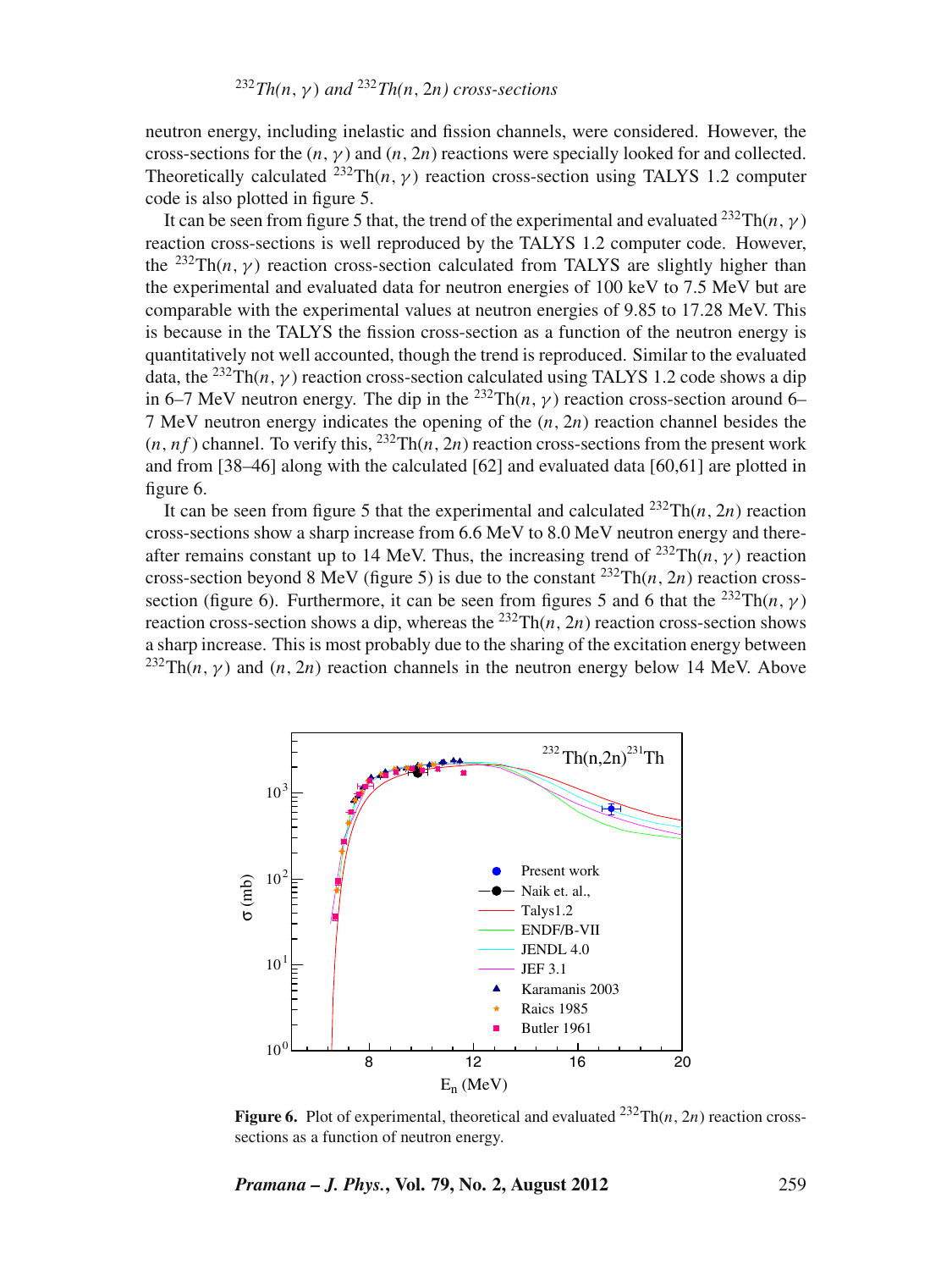neutron energy, including inelastic and fission channels, were considered. However, the cross-sections for the $(n, \gamma)$ and $(n, 2n)$ reactions were specially looked for and collected. Theoretically calculated $^{232}$Th$(n, \gamma)$ reaction cross-section using TALYS 1.2 computer code is also plotted in figure 5.

It can be seen from figure 5 that, the trend of the experimental and evaluated $^{232}$Th$(n, \gamma)$ reaction cross-sections is well reproduced by the TALYS 1.2 computer code. However, the $^{232}$Th$(n, \gamma)$ reaction cross-section calculated from TALYS are slightly higher than the experimental and evaluated data for neutron energies of 100 keV to 7.5 MeV but are comparable with the experimental values at neutron energies of 9.85 to 17.28 MeV. This is because in the TALYS the fission cross-section as a function of the neutron energy is quantitatively not well accounted, though the trend is reproduced. Similar to the evaluated data, the $^{232}$Th$(n, \gamma)$ reaction cross-section calculated using TALYS 1.2 code shows a dip in 6–7 MeV neutron energy. The dip in the $^{232}$Th$(n, \gamma)$ reaction cross-section around 6–7 MeV neutron energy indicates the opening of the $(n, 2n)$ reaction channel besides the $(n, nf)$ channel. To verify this, $^{232}$Th$(n, 2n)$ reaction cross-sections from the present work and from [38–46] along with the calculated [62] and evaluated data [60,61] are plotted in figure 6.

It can be seen from figure 5 that the experimental and calculated $^{232}$Th$(n, 2n)$ reaction cross-sections show a sharp increase from 6.6 MeV to 8.0 MeV neutron energy and thereafter remains constant up to 14 MeV. Thus, the increasing trend of $^{232}$Th$(n, \gamma)$ reaction cross-section beyond 8 MeV (figure 5) is due to the constant $^{232}$Th$(n, 2n)$ reaction cross-section (figure 6). Furthermore, it can be seen from figures 5 and 6 that the $^{232}$Th$(n, \gamma)$ reaction cross-section shows a dip, whereas the $^{232}$Th$(n, 2n)$ reaction cross-section shows a sharp increase. This is most probably due to the sharing of the excitation energy between $^{232}$Th$(n, \gamma)$ and $(n, 2n)$ reaction channels in the neutron energy below 14 MeV. Above

**Figure 6.** Plot of experimental, theoretical and evaluated $^{232}$Th$(n, 2n)$ reaction cross-sections as a function of neutron energy.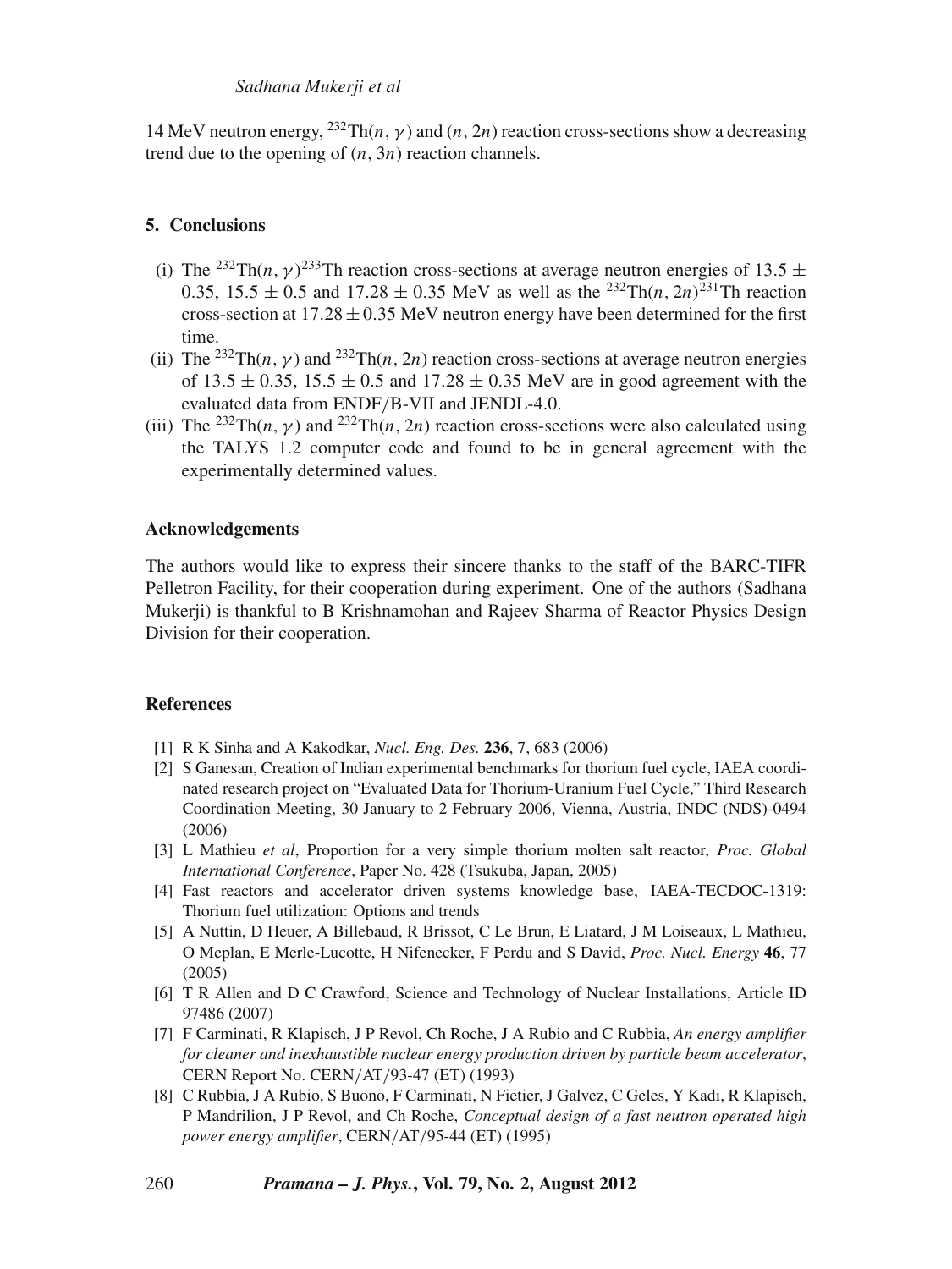14 MeV neutron energy, $^{232}$Th$(n, \gamma)$ and $(n, 2n)$ reaction cross-sections show a decreasing trend due to the opening of $(n, 3n)$ reaction channels.

## 5. Conclusions

(i) The $^{232}$Th$(n, \gamma)^{233}$Th reaction cross-sections at average neutron energies of $13.5 \pm 0.35$, $15.5 \pm 0.5$ and $17.28 \pm 0.35$ MeV as well as the $^{232}$Th$(n, 2n)^{231}$Th reaction cross-section at $17.28 \pm 0.35$ MeV neutron energy have been determined for the first time.

(ii) The $^{232}$Th$(n, \gamma)$ and $^{232}$Th$(n, 2n)$ reaction cross-sections at average neutron energies of $13.5 \pm 0.35$, $15.5 \pm 0.5$ and $17.28 \pm 0.35$ MeV are in good agreement with the evaluated data from ENDF/B-VII and JENDL-4.0.

(iii) The $^{232}$Th$(n, \gamma)$ and $^{232}$Th$(n, 2n)$ reaction cross-sections were also calculated using the TALYS 1.2 computer code and found to be in general agreement with the experimentally determined values.

## Acknowledgements

The authors would like to express their sincere thanks to the staff of the BARC-TIFR Pelletron Facility, for their cooperation during experiment. One of the authors (Sadhana Mukerji) is thankful to B Krishnamohan and Rajeev Sharma of Reactor Physics Design Division for their cooperation.

## References

[1] R K Sinha and A Kakodkar, *Nucl. Eng. Des.* **236**, 7, 683 (2006)

[2] S Ganesan, Creation of Indian experimental benchmarks for thorium fuel cycle, IAEA coordinated research project on "Evaluated Data for Thorium-Uranium Fuel Cycle," Third Research Coordination Meeting, 30 January to 2 February 2006, Vienna, Austria, INDC (NDS)-0494 (2006)

[3] L Mathieu *et al*, Proportion for a very simple thorium molten salt reactor, *Proc. Global International Conference*, Paper No. 428 (Tsukuba, Japan, 2005)

[4] Fast reactors and accelerator driven systems knowledge base, IAEA-TECDOC-1319: Thorium fuel utilization: Options and trends

[5] A Nuttin, D Heuer, A Billebaud, R Brissot, C Le Brun, E Liatard, J M Loiseaux, L Mathieu, O Meplan, E Merle-Lucotte, H Nifenecker, F Perdu and S David, *Proc. Nucl. Energy* **46**, 77 (2005)

[6] T R Allen and D C Crawford, Science and Technology of Nuclear Installations, Article ID 97486 (2007)

[7] F Carminati, R Klapisch, J P Revol, Ch Roche, J A Rubio and C Rubbia, *An energy amplifier for cleaner and inexhaustible nuclear energy production driven by particle beam accelerator*, CERN Report No. CERN/AT/93-47 (ET) (1993)

[8] C Rubbia, J A Rubio, S Buono, F Carminati, N Fietier, J Galvez, C Geles, Y Kadi, R Klapisch, P Mandrilion, J P Revol, and Ch Roche, *Conceptual design of a fast neutron operated high power energy amplifier*, CERN/AT/95-44 (ET) (1995)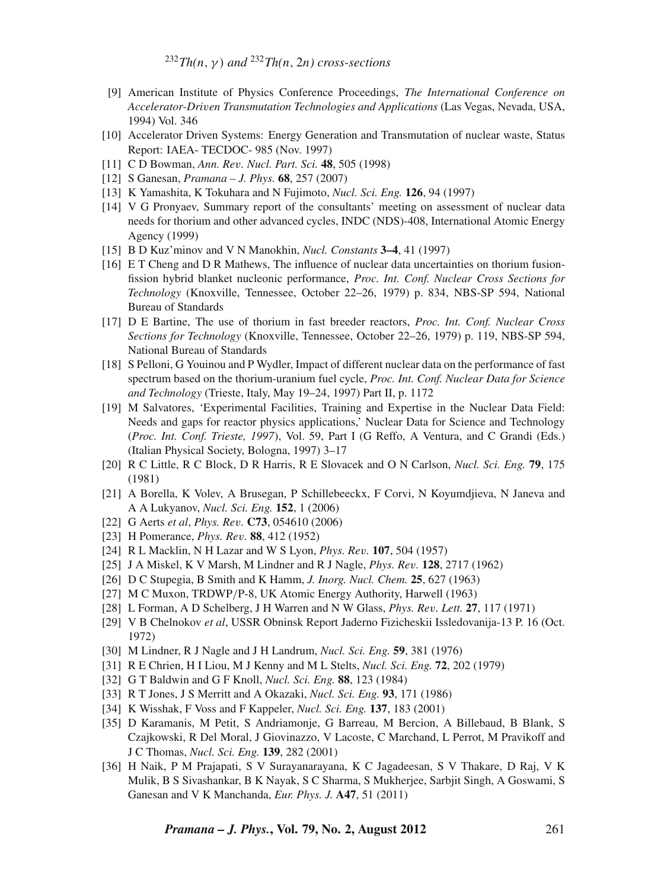[9] American Institute of Physics Conference Proceedings, *The International Conference on Accelerator-Driven Transmutation Technologies and Applications* (Las Vegas, Nevada, USA, 1994) Vol. 346

[10] Accelerator Driven Systems: Energy Generation and Transmutation of nuclear waste, Status Report: IAEA- TECDOC- 985 (Nov. 1997)

[11] C D Bowman, *Ann. Rev. Nucl. Part. Sci.* **48**, 505 (1998)

[12] S Ganesan, *Pramana – J. Phys.* **68**, 257 (2007)

[13] K Yamashita, K Tokuhara and N Fujimoto, *Nucl. Sci. Eng.* **126**, 94 (1997)

[14] V G Pronyaev, Summary report of the consultants' meeting on assessment of nuclear data needs for thorium and other advanced cycles, INDC (NDS)-408, International Atomic Energy Agency (1999)

[15] B D Kuz'minov and V N Manokhin, *Nucl. Constants* **3–4**, 41 (1997)

[16] E T Cheng and D R Mathews, The influence of nuclear data uncertainties on thorium fusion-fission hybrid blanket nucleonic performance, *Proc. Int. Conf. Nuclear Cross Sections for Technology* (Knoxville, Tennessee, October 22–26, 1979) p. 834, NBS-SP 594, National Bureau of Standards

[17] D E Bartine, The use of thorium in fast breeder reactors, *Proc. Int. Conf. Nuclear Cross Sections for Technology* (Knoxville, Tennessee, October 22–26, 1979) p. 119, NBS-SP 594, National Bureau of Standards

[18] S Pelloni, G Youinou and P Wydler, Impact of different nuclear data on the performance of fast spectrum based on the thorium-uranium fuel cycle, *Proc. Int. Conf. Nuclear Data for Science and Technology* (Trieste, Italy, May 19–24, 1997) Part II, p. 1172

[19] M Salvatores, 'Experimental Facilities, Training and Expertise in the Nuclear Data Field: Needs and gaps for reactor physics applications,' Nuclear Data for Science and Technology (*Proc. Int. Conf. Trieste, 1997*), Vol. 59, Part I (G Reffo, A Ventura, and C Grandi (Eds.) (Italian Physical Society, Bologna, 1997) 3–17

[20] R C Little, R C Block, D R Harris, R E Slovacek and O N Carlson, *Nucl. Sci. Eng.* **79**, 175 (1981)

[21] A Borella, K Volev, A Brusegan, P Schillebeeckx, F Corvi, N Koyumdjieva, N Janeva and A A Lukyanov, *Nucl. Sci. Eng.* **152**, 1 (2006)

[22] G Aerts *et al*, *Phys. Rev.* **C73**, 054610 (2006)

[23] H Pomerance, *Phys. Rev.* **88**, 412 (1952)

[24] R L Macklin, N H Lazar and W S Lyon, *Phys. Rev.* **107**, 504 (1957)

[25] J A Miskel, K V Marsh, M Lindner and R J Nagle, *Phys. Rev.* **128**, 2717 (1962)

[26] D C Stupegia, B Smith and K Hamm, *J. Inorg. Nucl. Chem.* **25**, 627 (1963)

[27] M C Muxon, TRDWP/P-8, UK Atomic Energy Authority, Harwell (1963)

[28] L Forman, A D Schelberg, J H Warren and N W Glass, *Phys. Rev. Lett.* **27**, 117 (1971)

[29] V B Chelnokov *et al*, USSR Obninsk Report Jaderno Fizicheskii Issledovanija-13 P. 16 (Oct. 1972)

[30] M Lindner, R J Nagle and J H Landrum, *Nucl. Sci. Eng.* **59**, 381 (1976)

[31] R E Chrien, H I Liou, M J Kenny and M L Stelts, *Nucl. Sci. Eng.* **72**, 202 (1979)

[32] G T Baldwin and G F Knoll, *Nucl. Sci. Eng.* **88**, 123 (1984)

[33] R T Jones, J S Merritt and A Okazaki, *Nucl. Sci. Eng.* **93**, 171 (1986)

[34] K Wisshak, F Voss and F Kappeler, *Nucl. Sci. Eng.* **137**, 183 (2001)

[35] D Karamanis, M Petit, S Andriamonje, G Barreau, M Bercion, A Billebaud, B Blank, S Czajkowski, R Del Moral, J Giovinazzo, V Lacoste, C Marchand, L Perrot, M Pravikoff and J C Thomas, *Nucl. Sci. Eng.* **139**, 282 (2001)

[36] H Naik, P M Prajapati, S V Surayanarayana, K C Jagadeesan, S V Thakare, D Raj, V K Mulik, B S Sivashankar, B K Nayak, S C Sharma, S Mukherjee, Sarbjit Singh, A Goswami, S Ganesan and V K Manchanda, *Eur. Phys. J.* **A47**, 51 (2011)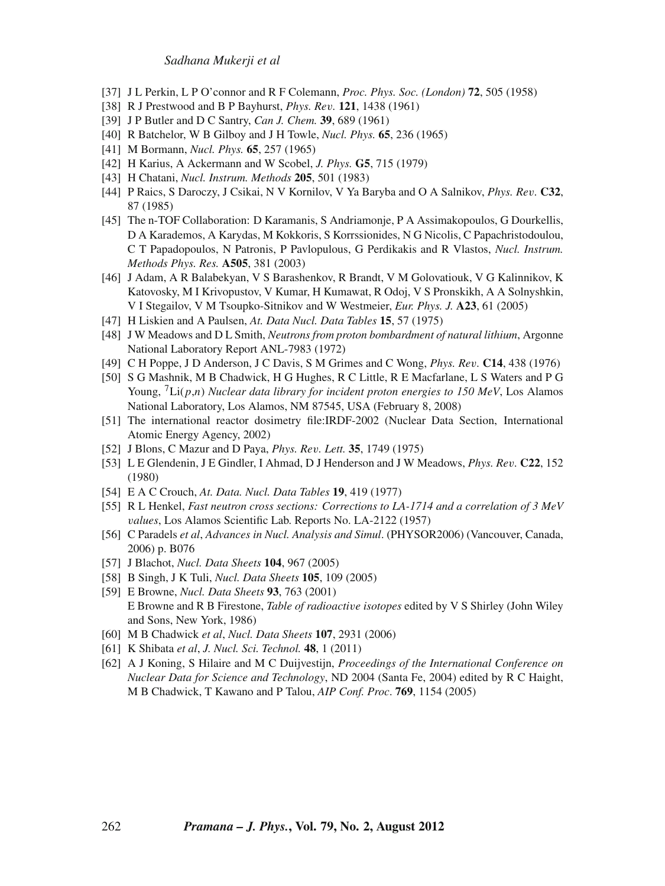[37] J L Perkin, L P O'connor and R F Colemann, *Proc. Phys. Soc. (London)* **72**, 505 (1958)

[38] R J Prestwood and B P Bayhurst, *Phys. Rev.* **121**, 1438 (1961)

[39] J P Butler and D C Santry, *Can J. Chem.* **39**, 689 (1961)

[40] R Batchelor, W B Gilboy and J H Towle, *Nucl. Phys.* **65**, 236 (1965)

[41] M Bormann, *Nucl. Phys.* **65**, 257 (1965)

[42] H Karius, A Ackermann and W Scobel, *J. Phys.* **G5**, 715 (1979)

[43] H Chatani, *Nucl. Instrum. Methods* **205**, 501 (1983)

[44] P Raics, S Daroczy, J Csikai, N V Kornilov, V Ya Baryba and O A Salnikov, *Phys. Rev.* **C32**, 87 (1985)

[45] The n-TOF Collaboration: D Karamanis, S Andriamonje, P A Assimakopoulos, G Dourkellis, D A Karademos, A Karydas, M Kokkoris, S Korrssionides, N G Nicolis, C Papachristodoulou, C T Papadopoulos, N Patronis, P Pavlopulous, G Perdikakis and R Vlastos, *Nucl. Instrum. Methods Phys. Res.* **A505**, 381 (2003)

[46] J Adam, A R Balabekyan, V S Barashenkov, R Brandt, V M Golovatiouk, V G Kalinnikov, K Katovosky, M I Krivopustov, V Kumar, H Kumawat, R Odoj, V S Pronskikh, A A Solnyshkin, V I Stegailov, V M Tsoupko-Sitnikov and W Westmeier, *Eur. Phys. J.* **A23**, 61 (2005)

[47] H Liskien and A Paulsen, *At. Data Nucl. Data Tables* **15**, 57 (1975)

[48] J W Meadows and D L Smith, *Neutrons from proton bombardment of natural lithium*, Argonne National Laboratory Report ANL-7983 (1972)

[49] C H Poppe, J D Anderson, J C Davis, S M Grimes and C Wong, *Phys. Rev.* **C14**, 438 (1976)

[50] S G Mashnik, M B Chadwick, H G Hughes, R C Little, R E Macfarlane, L S Waters and P G Young, $^{7}$Li($p$,$n$) *Nuclear data library for incident proton energies to 150 MeV*, Los Alamos National Laboratory, Los Alamos, NM 87545, USA (February 8, 2008)

[51] The international reactor dosimetry file:IRDF-2002 (Nuclear Data Section, International Atomic Energy Agency, 2002)

[52] J Blons, C Mazur and D Paya, *Phys. Rev. Lett.* **35**, 1749 (1975)

[53] L E Glendenin, J E Gindler, I Ahmad, D J Henderson and J W Meadows, *Phys. Rev.* **C22**, 152 (1980)

[54] E A C Crouch, *At. Data. Nucl. Data Tables* **19**, 419 (1977)

[55] R L Henkel, *Fast neutron cross sections: Corrections to LA-1714 and a correlation of 3 MeV values*, Los Alamos Scientific Lab. Reports No. LA-2122 (1957)

[56] C Paradels *et al*, *Advances in Nucl. Analysis and Simul*. (PHYSOR2006) (Vancouver, Canada, 2006) p. B076

[57] J Blachot, *Nucl. Data Sheets* **104**, 967 (2005)

[58] B Singh, J K Tuli, *Nucl. Data Sheets* **105**, 109 (2005)

[59] E Browne, *Nucl. Data Sheets* **93**, 763 (2001)
E Browne and R B Firestone, *Table of radioactive isotopes* edited by V S Shirley (John Wiley and Sons, New York, 1986)

[60] M B Chadwick *et al*, *Nucl. Data Sheets* **107**, 2931 (2006)

[61] K Shibata *et al*, *J. Nucl. Sci. Technol.* **48**, 1 (2011)

[62] A J Koning, S Hilaire and M C Duijvestijn, *Proceedings of the International Conference on Nuclear Data for Science and Technology*, ND 2004 (Santa Fe, 2004) edited by R C Haight, M B Chadwick, T Kawano and P Talou, *AIP Conf. Proc*. **769**, 1154 (2005)